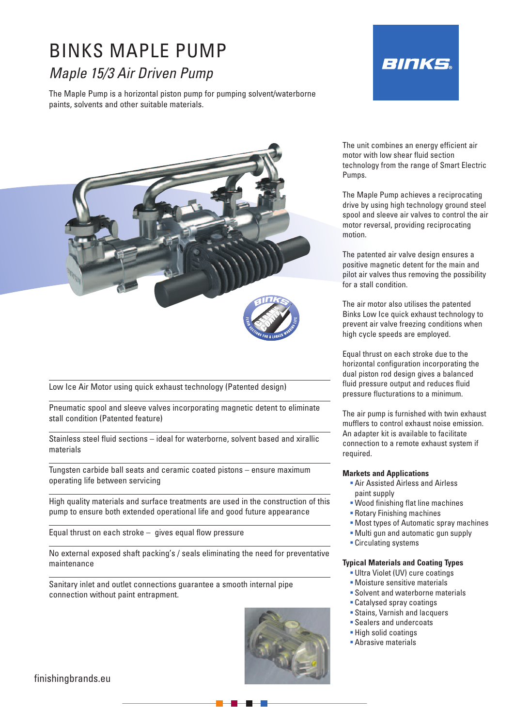# BINKS MAPLE PUMP

## *Maple 15/3 Air Driven Pump*

The Maple Pump is a horizontal piston pump for pumping solvent/waterborne paints, solvents and other suitable materials.

The unit combines an energy efficient air motor with low shear fluid section technology from the range of Smart Electric Pumps.

The Maple Pump achieves a reciprocating drive by using high technology ground steel spool and sleeve air valves to control the air motor reversal, providing reciprocating motion.

The patented air valve design ensures a positive magnetic detent for the main and pilot air valves thus removing the possibility for a stall condition.

The air motor also utilises the patented Binks Low Ice quick exhaust technology to prevent air valve freezing conditions when high cycle speeds are employed.

Equal thrust on each stroke due to the horizontal configuration incorporating the dual piston rod design gives a balanced fluid pressure output and reduces fluid pressure flucturations to a minimum.

The air pump is furnished with twin exhaust mufflers to control exhaust noise emission. An adapter kit is available to facilitate connection to a remote exhaust system if required.

---

Low Ice Air Motor using quick exhaust technology (Patented design)

---

Pneumatic spool and sleeve valves incorporating magnetic detent to eliminate stall condition (Patented feature)

---

Stainless steel fluid sections – ideal for waterborne, solvent based and xirallic materials

---

Tungsten carbide ball seats and ceramic coated pistons – ensure maximum operating life between servicing

---

High quality materials and surface treatments are used in the construction of this pump to ensure both extended operational life and good future appearance

---

Equal thrust on each stroke – gives equal flow pressure

---

No external exposed shaft packing's / seals eliminating the need for preventative maintenance

---

Sanitary inlet and outlet connections guarantee a smooth internal pipe connection without paint entrapment.

### Markets and Applications

- Air Assisted Airless and Airless paint supply
- Wood finishing flat line machines
- Rotary Finishing machines
- Most types of Automatic spray machines
- Multi gun and automatic gun supply
- Circulating systems

### Typical Materials and Coating Types

- Ultra Violet (UV) cure coatings
- Moisture sensitive materials
- Solvent and waterborne materials
- Catalysed spray coatings
- Stains, Varnish and lacquers
- Sealers and undercoats
- High solid coatings
- Abrasive materials

finishingbrands.eu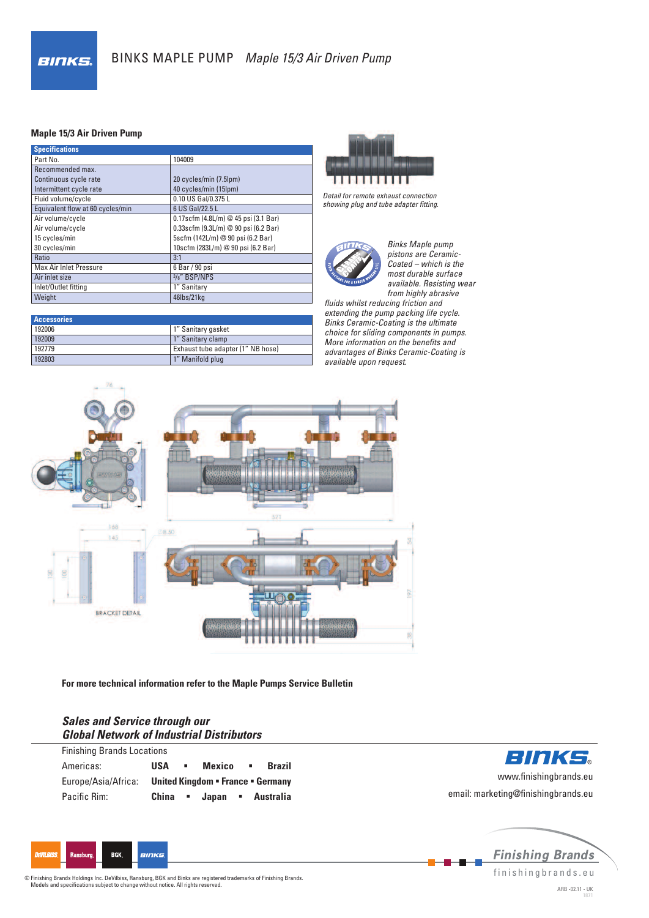# BINKS MAPLE PUMP *Maple 15/3 Air Driven Pump*

## Maple 15/3 Air Driven Pump

| Specifications | |
|---|---|
| Part No. | 104009 |
| Recommended max.<br>Continuous cycle rate<br>Intermittent cycle rate | <br>20 cycles/min (7.5lpm)<br>40 cycles/min (15lpm) |
| Fluid volume/cycle | 0.10 US Gal/0.375 L |
| Equivalent flow at 60 cycles/min | 6 US Gal/22.5 L |
| Air volume/cycle<br>Air volume/cycle<br>15 cycles/min<br>30 cycles/min | 0.17scfm (4.8L/m) @ 45 psi (3.1 Bar)<br>0.33scfm (9.3L/m) @ 90 psi (6.2 Bar)<br>5scfm (142L/m) @ 90 psi (6.2 Bar)<br>10scfm (283L/m) @ 90 psi (6.2 Bar) |
| Ratio | 3:1 |
| Max Air Inlet Pressure | 6 Bar / 90 psi |
| Air inlet size | 3/8" BSP/NPS |
| Inlet/Outlet fitting | 1" Sanitary |
| Weight | 46lbs/21kg |

| Accessories | |
|---|---|
| 192006 | 1" Sanitary gasket |
| 192009 | 1" Sanitary clamp |
| 192779 | Exhaust tube adapter (1" NB hose) |
| 192803 | 1" Manifold plug |

*Detail for remote exhaust connection showing plug and tube adapter fitting.*

*Binks Maple pump pistons are Ceramic-Coated – which is the most durable surface available. Resisting wear from highly abrasive fluids whilst reducing friction and extending the pump packing life cycle. Binks Ceramic-Coating is the ultimate choice for sliding components in pumps. More information on the benefits and advantages of Binks Ceramic-Coating is available upon request.*

76

571

168
145
130
100
BRACKET DETAIL

Ø8.50
54
197
38

**For more technical information refer to the Maple Pumps Service Bulletin**

***Sales and Service through our Global Network of Industrial Distributors***

Finishing Brands Locations

| | |
|---|---|
| Americas: | **USA ▪ Mexico ▪ Brazil** |
| Europe/Asia/Africa: | **United Kingdom ▪ France ▪ Germany** |
| Pacific Rim: | **China ▪ Japan ▪ Australia** |

BINKS
www.finishingbrands.eu
email: marketing@finishingbrands.eu

DeVilbiss Ransburg BGK BINKS

Finishing Brands
finishingbrands.eu

© Finishing Brands Holdings Inc. DeVilbiss, Ransburg, BGK and Binks are registered trademarks of Finishing Brands.
Models and specifications subject to change without notice. All rights reserved.

ARB -02.11 - UK
1871